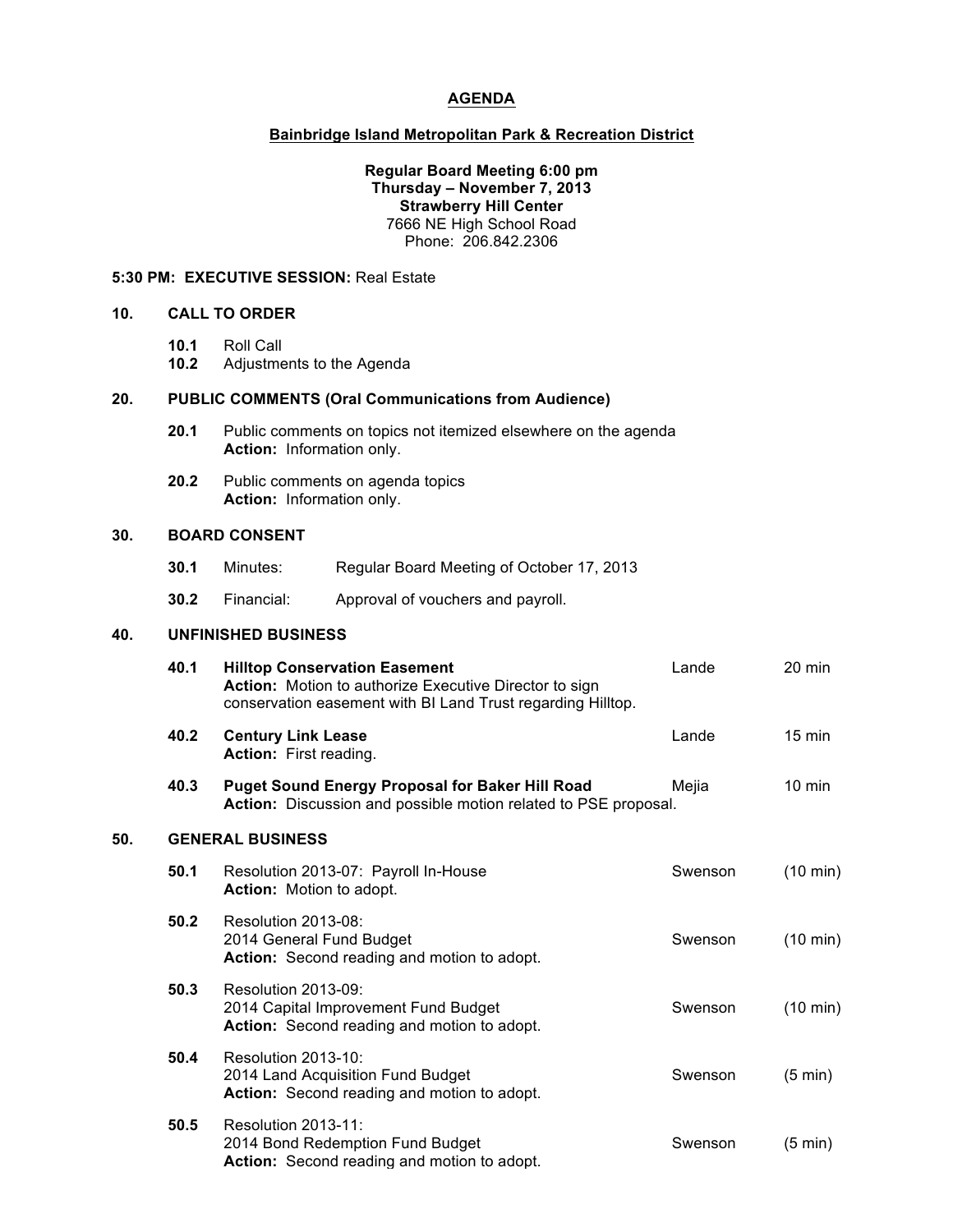# AGENDA

## Bainbridge Island Metropolitan Park & Recreation District

**Regular Board Meeting 6:00 pm**
**Thursday – November 7, 2013**
**Strawberry Hill Center**
7666 NE High School Road
Phone: 206.842.2306

**5:30 PM: EXECUTIVE SESSION:** Real Estate

### 10. CALL TO ORDER

- **10.1** Roll Call
- **10.2** Adjustments to the Agenda

### 20. PUBLIC COMMENTS (Oral Communications from Audience)

**20.1** Public comments on topics not itemized elsewhere on the agenda
**Action:** Information only.

**20.2** Public comments on agenda topics
**Action:** Information only.

### 30. BOARD CONSENT

**30.1** Minutes: Regular Board Meeting of October 17, 2013

**30.2** Financial: Approval of vouchers and payroll.

### 40. UNFINISHED BUSINESS

| | | | |
|---|---|---|---|
| **40.1** | **Hilltop Conservation Easement**<br>**Action:** Motion to authorize Executive Director to sign conservation easement with BI Land Trust regarding Hilltop. | Lande | 20 min |
| **40.2** | **Century Link Lease**<br>**Action:** First reading. | Lande | 15 min |
| **40.3** | **Puget Sound Energy Proposal for Baker Hill Road**<br>**Action:** Discussion and possible motion related to PSE proposal. | Mejia | 10 min |

### 50. GENERAL BUSINESS

| | | | |
|---|---|---|---|
| **50.1** | Resolution 2013-07: Payroll In-House<br>**Action:** Motion to adopt. | Swenson | (10 min) |
| **50.2** | Resolution 2013-08:<br>2014 General Fund Budget<br>**Action:** Second reading and motion to adopt. | Swenson | (10 min) |
| **50.3** | Resolution 2013-09:<br>2014 Capital Improvement Fund Budget<br>**Action:** Second reading and motion to adopt. | Swenson | (10 min) |
| **50.4** | Resolution 2013-10:<br>2014 Land Acquisition Fund Budget<br>**Action:** Second reading and motion to adopt. | Swenson | (5 min) |
| **50.5** | Resolution 2013-11:<br>2014 Bond Redemption Fund Budget<br>**Action:** Second reading and motion to adopt. | Swenson | (5 min) |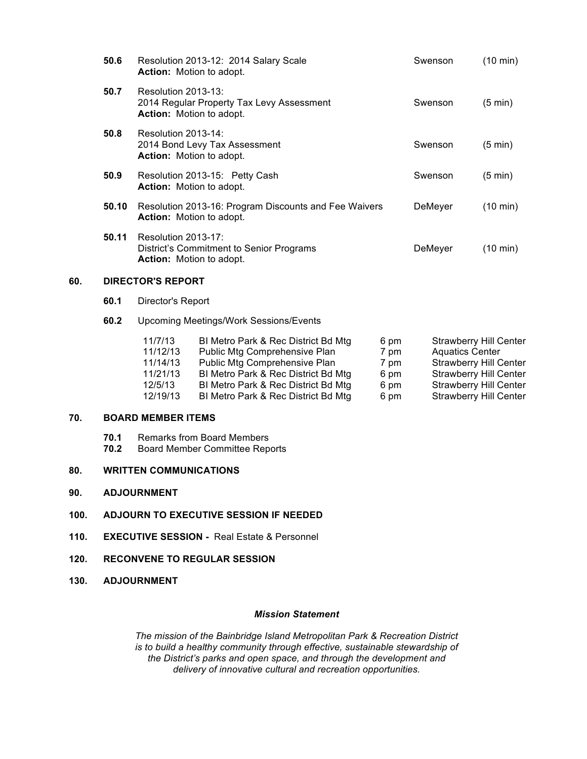**50.6** Resolution 2013-12: 2014 Salary Scale — Swenson (10 min)
**Action:** Motion to adopt.

**50.7** Resolution 2013-13: 2014 Regular Property Tax Levy Assessment — Swenson (5 min)
**Action:** Motion to adopt.

**50.8** Resolution 2013-14: 2014 Bond Levy Tax Assessment — Swenson (5 min)
**Action:** Motion to adopt.

**50.9** Resolution 2013-15: Petty Cash — Swenson (5 min)
**Action:** Motion to adopt.

**50.10** Resolution 2013-16: Program Discounts and Fee Waivers — DeMeyer (10 min)
**Action:** Motion to adopt.

**50.11** Resolution 2013-17: District's Commitment to Senior Programs — DeMeyer (10 min)
**Action:** Motion to adopt.

## 60. DIRECTOR'S REPORT

**60.1** Director's Report

**60.2** Upcoming Meetings/Work Sessions/Events

| | | | |
|---|---|---|---|
| 11/7/13 | BI Metro Park & Rec District Bd Mtg | 6 pm | Strawberry Hill Center |
| 11/12/13 | Public Mtg Comprehensive Plan | 7 pm | Aquatics Center |
| 11/14/13 | Public Mtg Comprehensive Plan | 7 pm | Strawberry Hill Center |
| 11/21/13 | BI Metro Park & Rec District Bd Mtg | 6 pm | Strawberry Hill Center |
| 12/5/13 | BI Metro Park & Rec District Bd Mtg | 6 pm | Strawberry Hill Center |
| 12/19/13 | BI Metro Park & Rec District Bd Mtg | 6 pm | Strawberry Hill Center |

## 70. BOARD MEMBER ITEMS

**70.1** Remarks from Board Members
**70.2** Board Member Committee Reports

## 80. WRITTEN COMMUNICATIONS

## 90. ADJOURNMENT

## 100. ADJOURN TO EXECUTIVE SESSION IF NEEDED

## 110. EXECUTIVE SESSION - Real Estate & Personnel

## 120. RECONVENE TO REGULAR SESSION

## 130. ADJOURNMENT

***Mission Statement***

*The mission of the Bainbridge Island Metropolitan Park & Recreation District is to build a healthy community through effective, sustainable stewardship of the District's parks and open space, and through the development and delivery of innovative cultural and recreation opportunities.*